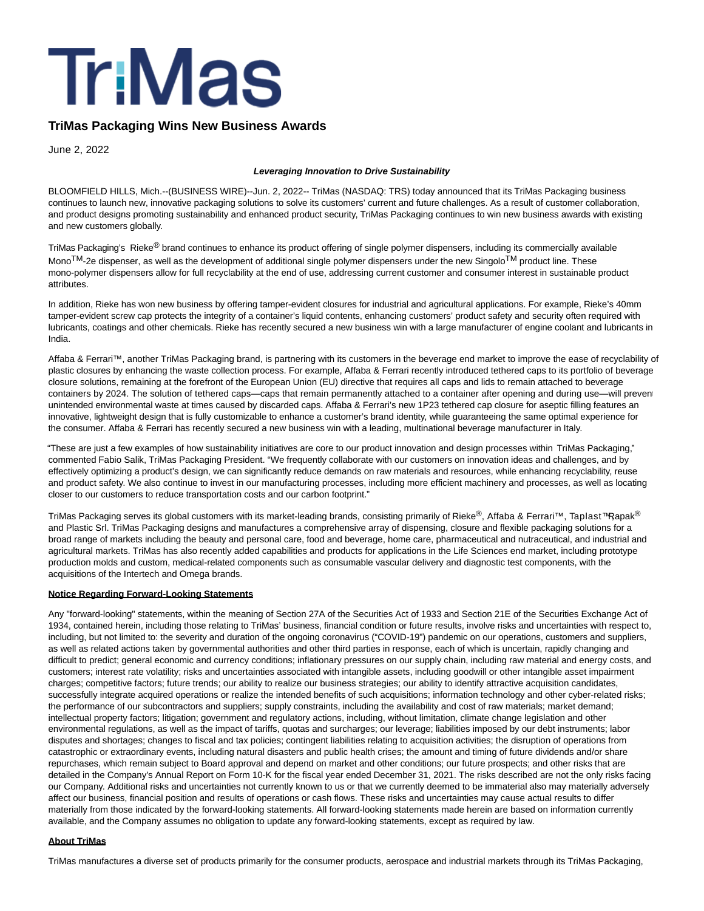# TriMas

## TriMas Packaging Wins New Business Awards

June 2, 2022

***Leveraging Innovation to Drive Sustainability***

BLOOMFIELD HILLS, Mich.--(BUSINESS WIRE)--Jun. 2, 2022-- TriMas (NASDAQ: TRS) today announced that its TriMas Packaging business continues to launch new, innovative packaging solutions to solve its customers' current and future challenges. As a result of customer collaboration, and product designs promoting sustainability and enhanced product security, TriMas Packaging continues to win new business awards with existing and new customers globally.

TriMas Packaging's Rieke® brand continues to enhance its product offering of single polymer dispensers, including its commercially available Mono™-2e dispenser, as well as the development of additional single polymer dispensers under the new Singolo™ product line. These mono-polymer dispensers allow for full recyclability at the end of use, addressing current customer and consumer interest in sustainable product attributes.

In addition, Rieke has won new business by offering tamper-evident closures for industrial and agricultural applications. For example, Rieke's 40mm tamper-evident screw cap protects the integrity of a container's liquid contents, enhancing customers' product safety and security often required with lubricants, coatings and other chemicals. Rieke has recently secured a new business win with a large manufacturer of engine coolant and lubricants in India.

Affaba & Ferrari™, another TriMas Packaging brand, is partnering with its customers in the beverage end market to improve the ease of recyclability of plastic closures by enhancing the waste collection process. For example, Affaba & Ferrari recently introduced tethered caps to its portfolio of beverage closure solutions, remaining at the forefront of the European Union (EU) directive that requires all caps and lids to remain attached to beverage containers by 2024. The solution of tethered caps—caps that remain permanently attached to a container after opening and during use—will prevent unintended environmental waste at times caused by discarded caps. Affaba & Ferrari's new 1P23 tethered cap closure for aseptic filling features an innovative, lightweight design that is fully customizable to enhance a customer's brand identity, while guaranteeing the same optimal experience for the consumer. Affaba & Ferrari has recently secured a new business win with a leading, multinational beverage manufacturer in Italy.

"These are just a few examples of how sustainability initiatives are core to our product innovation and design processes within TriMas Packaging," commented Fabio Salik, TriMas Packaging President. "We frequently collaborate with our customers on innovation ideas and challenges, and by effectively optimizing a product's design, we can significantly reduce demands on raw materials and resources, while enhancing recyclability, reuse and product safety. We also continue to invest in our manufacturing processes, including more efficient machinery and processes, as well as locating closer to our customers to reduce transportation costs and our carbon footprint."

TriMas Packaging serves its global customers with its market-leading brands, consisting primarily of Rieke®, Affaba & Ferrari™, Taplast™, Rapak® and Plastic Srl. TriMas Packaging designs and manufactures a comprehensive array of dispensing, closure and flexible packaging solutions for a broad range of markets including the beauty and personal care, food and beverage, home care, pharmaceutical and nutraceutical, and industrial and agricultural markets. TriMas has also recently added capabilities and products for applications in the Life Sciences end market, including prototype production molds and custom, medical-related components such as consumable vascular delivery and diagnostic test components, with the acquisitions of the Intertech and Omega brands.

**Notice Regarding Forward-Looking Statements**

Any "forward-looking" statements, within the meaning of Section 27A of the Securities Act of 1933 and Section 21E of the Securities Exchange Act of 1934, contained herein, including those relating to TriMas' business, financial condition or future results, involve risks and uncertainties with respect to, including, but not limited to: the severity and duration of the ongoing coronavirus ("COVID-19") pandemic on our operations, customers and suppliers, as well as related actions taken by governmental authorities and other third parties in response, each of which is uncertain, rapidly changing and difficult to predict; general economic and currency conditions; inflationary pressures on our supply chain, including raw material and energy costs, and customers; interest rate volatility; risks and uncertainties associated with intangible assets, including goodwill or other intangible asset impairment charges; competitive factors; future trends; our ability to realize our business strategies; our ability to identify attractive acquisition candidates, successfully integrate acquired operations or realize the intended benefits of such acquisitions; information technology and other cyber-related risks; the performance of our subcontractors and suppliers; supply constraints, including the availability and cost of raw materials; market demand; intellectual property factors; litigation; government and regulatory actions, including, without limitation, climate change legislation and other environmental regulations, as well as the impact of tariffs, quotas and surcharges; our leverage; liabilities imposed by our debt instruments; labor disputes and shortages; changes to fiscal and tax policies; contingent liabilities relating to acquisition activities; the disruption of operations from catastrophic or extraordinary events, including natural disasters and public health crises; the amount and timing of future dividends and/or share repurchases, which remain subject to Board approval and depend on market and other conditions; our future prospects; and other risks that are detailed in the Company's Annual Report on Form 10-K for the fiscal year ended December 31, 2021. The risks described are not the only risks facing our Company. Additional risks and uncertainties not currently known to us or that we currently deemed to be immaterial also may materially adversely affect our business, financial position and results of operations or cash flows. These risks and uncertainties may cause actual results to differ materially from those indicated by the forward-looking statements. All forward-looking statements made herein are based on information currently available, and the Company assumes no obligation to update any forward-looking statements, except as required by law.

**About TriMas**

TriMas manufactures a diverse set of products primarily for the consumer products, aerospace and industrial markets through its TriMas Packaging,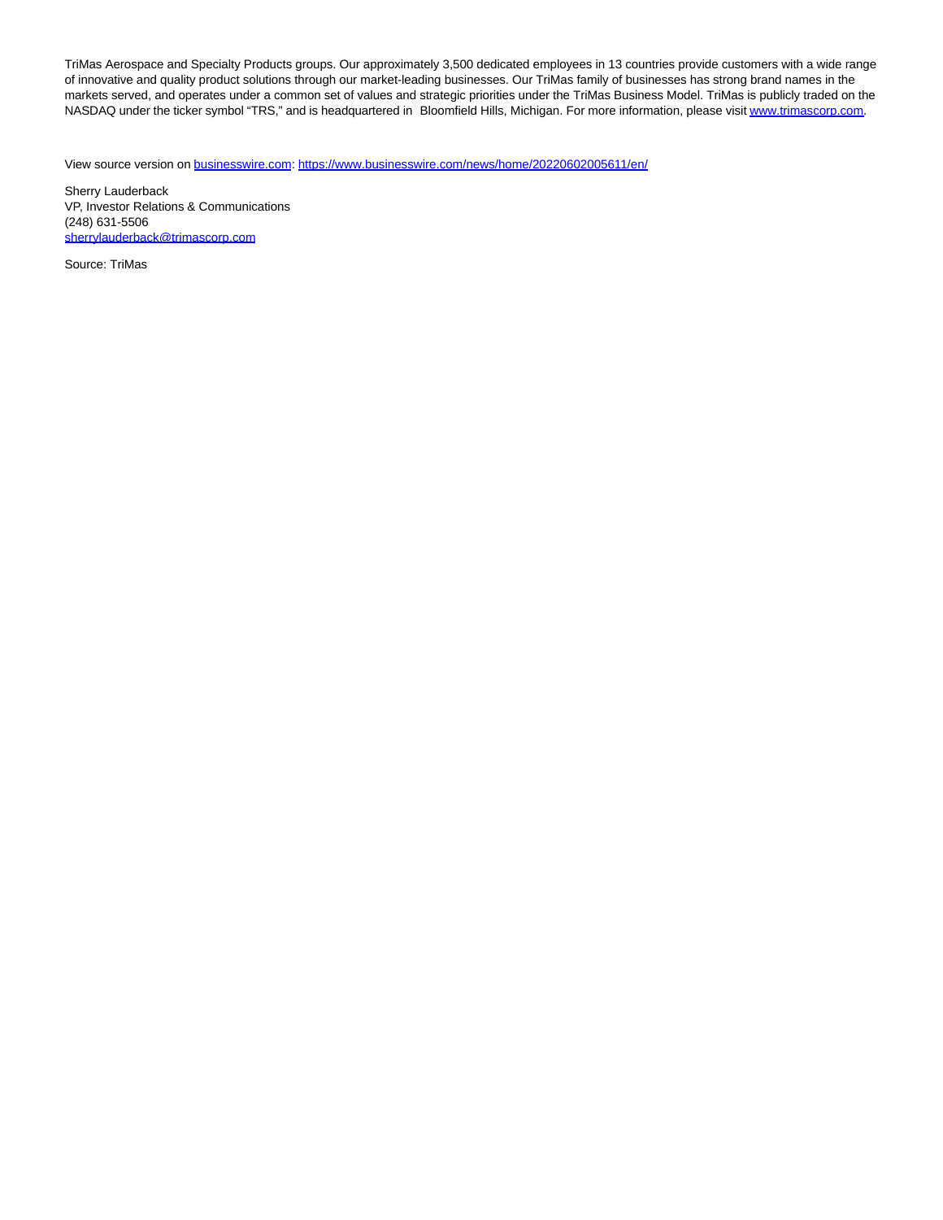TriMas Aerospace and Specialty Products groups. Our approximately 3,500 dedicated employees in 13 countries provide customers with a wide range of innovative and quality product solutions through our market-leading businesses. Our TriMas family of businesses has strong brand names in the markets served, and operates under a common set of values and strategic priorities under the TriMas Business Model. TriMas is publicly traded on the NASDAQ under the ticker symbol "TRS," and is headquartered in Bloomfield Hills, Michigan. For more information, please visit [www.trimascorp.com](http://www.trimascorp.com).

View source version on [businesswire.com](http://businesswire.com): [https://www.businesswire.com/news/home/20220602005611/en/](https://www.businesswire.com/news/home/20220602005611/en/)

Sherry Lauderback
VP, Investor Relations & Communications
(248) 631-5506
[sherrylauderback@trimascorp.com](mailto:sherrylauderback@trimascorp.com)

Source: TriMas